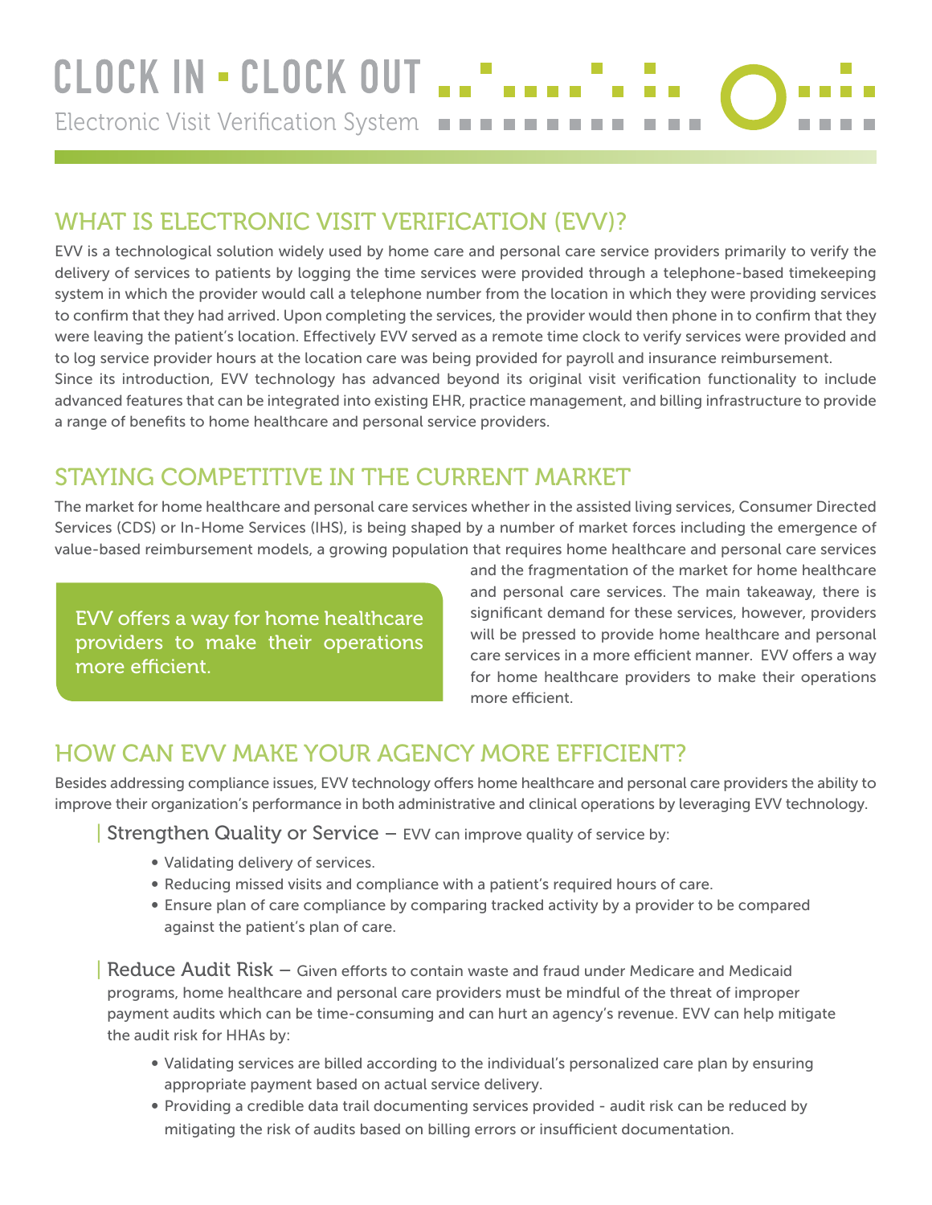# CLOCK IN • CLOCK OUT

Electronic Visit Verification System

## WHAT IS ELECTRONIC VISIT VERIFICATION (EVV)?

EVV is a technological solution widely used by home care and personal care service providers primarily to verify the delivery of services to patients by logging the time services were provided through a telephone-based timekeeping system in which the provider would call a telephone number from the location in which they were providing services to confirm that they had arrived. Upon completing the services, the provider would then phone in to confirm that they were leaving the patient's location. Effectively EVV served as a remote time clock to verify services were provided and to log service provider hours at the location care was being provided for payroll and insurance reimbursement.

Since its introduction, EVV technology has advanced beyond its original visit verification functionality to include advanced features that can be integrated into existing EHR, practice management, and billing infrastructure to provide a range of benefits to home healthcare and personal service providers.

## STAYING COMPETITIVE IN THE CURRENT MARKET

The market for home healthcare and personal care services whether in the assisted living services, Consumer Directed Services (CDS) or In-Home Services (IHS), is being shaped by a number of market forces including the emergence of value-based reimbursement models, a growing population that requires home healthcare and personal care services and the fragmentation of the market for home healthcare and personal care services. The main takeaway, there is significant demand for these services, however, providers will be pressed to provide home healthcare and personal care services in a more efficient manner. EVV offers a way for home healthcare providers to make their operations more efficient.

> EVV offers a way for home healthcare providers to make their operations more efficient.

## HOW CAN EVV MAKE YOUR AGENCY MORE EFFICIENT?

Besides addressing compliance issues, EVV technology offers home healthcare and personal care providers the ability to improve their organization's performance in both administrative and clinical operations by leveraging EVV technology.

**Strengthen Quality or Service** – EVV can improve quality of service by:

- Validating delivery of services.
- Reducing missed visits and compliance with a patient's required hours of care.
- Ensure plan of care compliance by comparing tracked activity by a provider to be compared against the patient's plan of care.

**Reduce Audit Risk** – Given efforts to contain waste and fraud under Medicare and Medicaid programs, home healthcare and personal care providers must be mindful of the threat of improper payment audits which can be time-consuming and can hurt an agency's revenue. EVV can help mitigate the audit risk for HHAs by:

- Validating services are billed according to the individual's personalized care plan by ensuring appropriate payment based on actual service delivery.
- Providing a credible data trail documenting services provided - audit risk can be reduced by mitigating the risk of audits based on billing errors or insufficient documentation.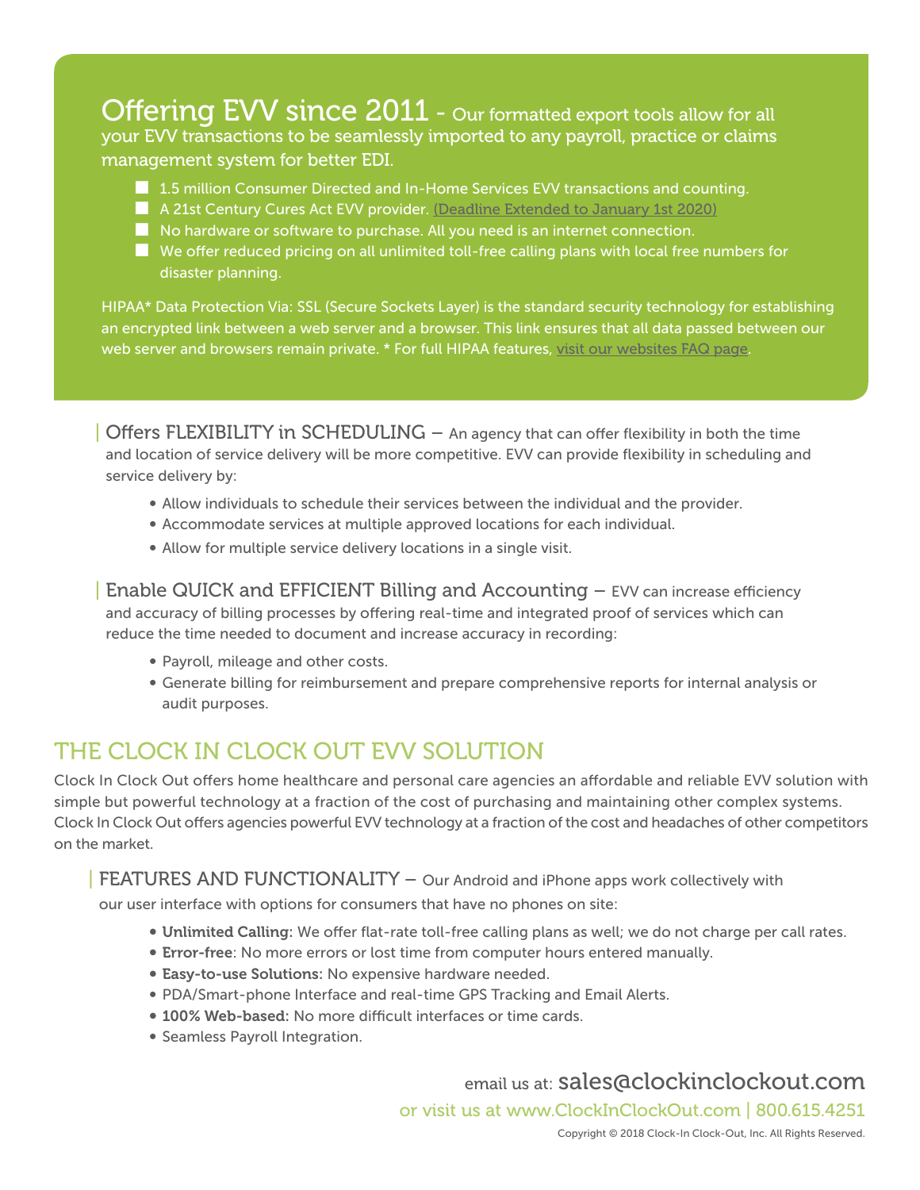## Offering EVV since 2011 - Our formatted export tools allow for all your EVV transactions to be seamlessly imported to any payroll, practice or claims management system for better EDI.

- 1.5 million Consumer Directed and In-Home Services EVV transactions and counting.
- A 21st Century Cures Act EVV provider. (Deadline Extended to January 1st 2020)
- No hardware or software to purchase. All you need is an internet connection.
- We offer reduced pricing on all unlimited toll-free calling plans with local free numbers for disaster planning.

HIPAA* Data Protection Via: SSL (Secure Sockets Layer) is the standard security technology for establishing an encrypted link between a web server and a browser. This link ensures that all data passed between our web server and browsers remain private. * For full HIPAA features, visit our websites FAQ page.

**Offers FLEXIBILITY in SCHEDULING** – An agency that can offer flexibility in both the time and location of service delivery will be more competitive. EVV can provide flexibility in scheduling and service delivery by:

- Allow individuals to schedule their services between the individual and the provider.
- Accommodate services at multiple approved locations for each individual.
- Allow for multiple service delivery locations in a single visit.

**Enable QUICK and EFFICIENT Billing and Accounting** – EVV can increase efficiency and accuracy of billing processes by offering real-time and integrated proof of services which can reduce the time needed to document and increase accuracy in recording:

- Payroll, mileage and other costs.
- Generate billing for reimbursement and prepare comprehensive reports for internal analysis or audit purposes.

## THE CLOCK IN CLOCK OUT EVV SOLUTION

Clock In Clock Out offers home healthcare and personal care agencies an affordable and reliable EVV solution with simple but powerful technology at a fraction of the cost of purchasing and maintaining other complex systems. Clock In Clock Out offers agencies powerful EVV technology at a fraction of the cost and headaches of other competitors on the market.

**FEATURES AND FUNCTIONALITY** – Our Android and iPhone apps work collectively with our user interface with options for consumers that have no phones on site:

- **Unlimited Calling:** We offer flat-rate toll-free calling plans as well; we do not charge per call rates.
- **Error-free**: No more errors or lost time from computer hours entered manually.
- **Easy-to-use Solutions:** No expensive hardware needed.
- PDA/Smart-phone Interface and real-time GPS Tracking and Email Alerts.
- **100% Web-based:** No more difficult interfaces or time cards.
- Seamless Payroll Integration.

email us at: sales@clockinclockout.com

or visit us at www.ClockInClockOut.com | 800.615.4251

Copyright © 2018 Clock-In Clock-Out, Inc. All Rights Reserved.